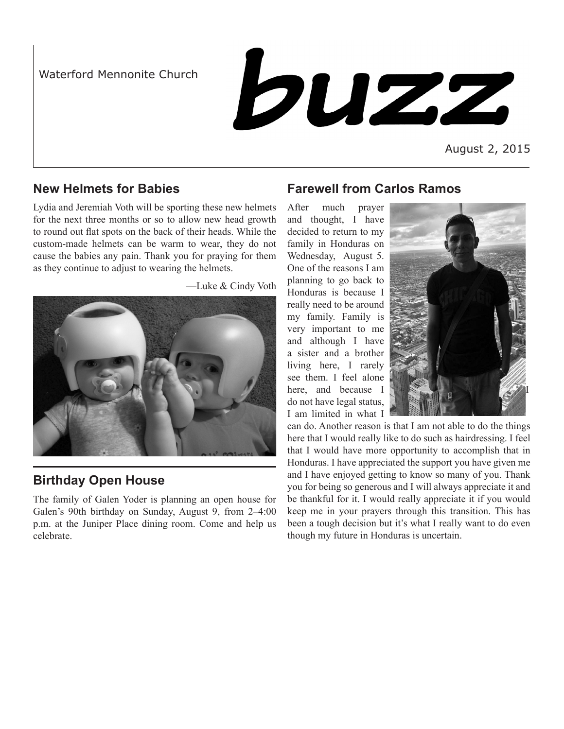Waterford Mennonite Church

# buzz

August 2, 2015

## New Helmets for Babies

Lydia and Jeremiah Voth will be sporting these new helmets for the next three months or so to allow new head growth to round out flat spots on the back of their heads. While the custom-made helmets can be warm to wear, they do not cause the babies any pain. Thank you for praying for them as they continue to adjust to wearing the helmets.

—Luke & Cindy Voth

## Birthday Open House

The family of Galen Yoder is planning an open house for Galen's 90th birthday on Sunday, August 9, from 2–4:00 p.m. at the Juniper Place dining room. Come and help us celebrate.

## Farewell from Carlos Ramos

After much prayer and thought, I have decided to return to my family in Honduras on Wednesday, August 5. One of the reasons I am planning to go back to Honduras is because I really need to be around my family. Family is very important to me and although I have a sister and a brother living here, I rarely see them. I feel alone here, and because I do not have legal status, I am limited in what I can do. Another reason is that I am not able to do the things here that I would really like to do such as hairdressing. I feel that I would have more opportunity to accomplish that in Honduras. I have appreciated the support you have given me and I have enjoyed getting to know so many of you. Thank you for being so generous and I will always appreciate it and be thankful for it. I would really appreciate it if you would keep me in your prayers through this transition. This has been a tough decision but it's what I really want to do even though my future in Honduras is uncertain.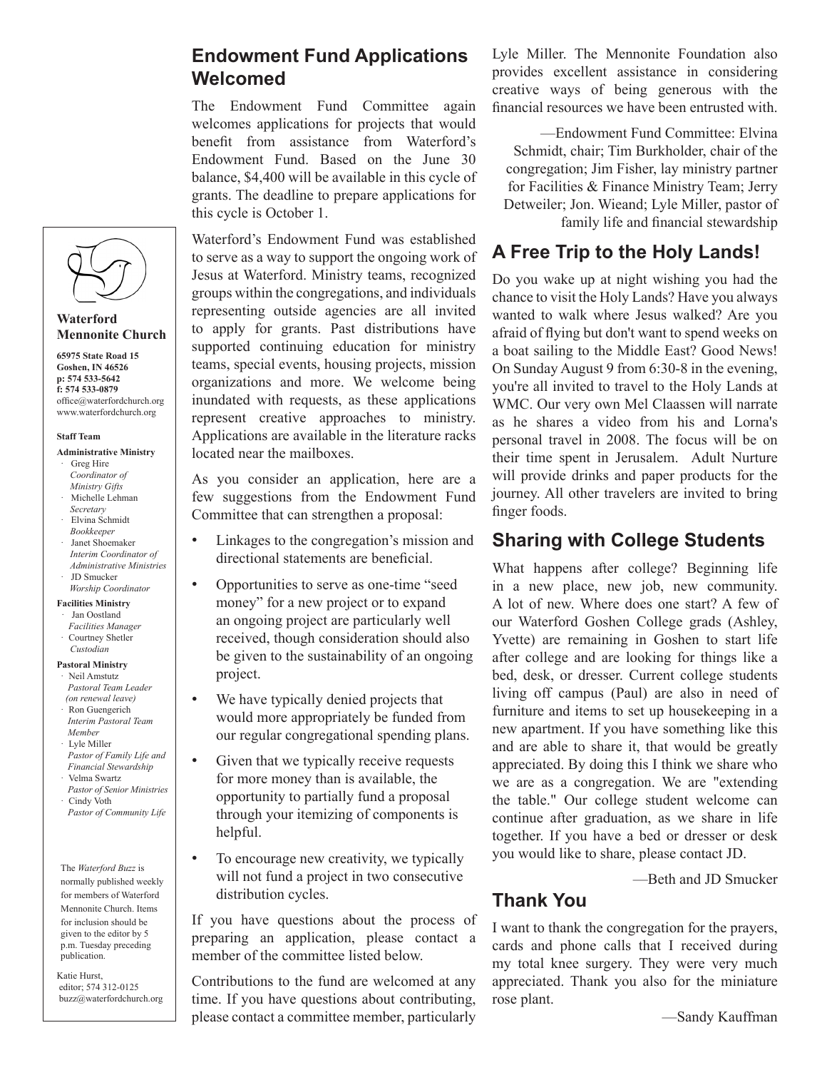## Endowment Fund Applications Welcomed

The Endowment Fund Committee again welcomes applications for projects that would benefit from assistance from Waterford's Endowment Fund. Based on the June 30 balance, $4,400 will be available in this cycle of grants. The deadline to prepare applications for this cycle is October 1.

Waterford's Endowment Fund was established to serve as a way to support the ongoing work of Jesus at Waterford. Ministry teams, recognized groups within the congregations, and individuals representing outside agencies are all invited to apply for grants. Past distributions have supported continuing education for ministry teams, special events, housing projects, mission organizations and more. We welcome being inundated with requests, as these applications represent creative approaches to ministry. Applications are available in the literature racks located near the mailboxes.

As you consider an application, here are a few suggestions from the Endowment Fund Committee that can strengthen a proposal:

- Linkages to the congregation's mission and directional statements are beneficial.
- Opportunities to serve as one-time "seed money" for a new project or to expand an ongoing project are particularly well received, though consideration should also be given to the sustainability of an ongoing project.
- We have typically denied projects that would more appropriately be funded from our regular congregational spending plans.
- Given that we typically receive requests for more money than is available, the opportunity to partially fund a proposal through your itemizing of components is helpful.
- To encourage new creativity, we typically will not fund a project in two consecutive distribution cycles.

If you have questions about the process of preparing an application, please contact a member of the committee listed below.

Contributions to the fund are welcomed at any time. If you have questions about contributing, please contact a committee member, particularly Lyle Miller. The Mennonite Foundation also provides excellent assistance in considering creative ways of being generous with the financial resources we have been entrusted with.

—Endowment Fund Committee: Elvina Schmidt, chair; Tim Burkholder, chair of the congregation; Jim Fisher, lay ministry partner for Facilities & Finance Ministry Team; Jerry Detweiler; Jon. Wieand; Lyle Miller, pastor of family life and financial stewardship

## A Free Trip to the Holy Lands!

Do you wake up at night wishing you had the chance to visit the Holy Lands? Have you always wanted to walk where Jesus walked? Are you afraid of flying but don't want to spend weeks on a boat sailing to the Middle East? Good News! On Sunday August 9 from 6:30-8 in the evening, you're all invited to travel to the Holy Lands at WMC. Our very own Mel Claassen will narrate as he shares a video from his and Lorna's personal travel in 2008. The focus will be on their time spent in Jerusalem. Adult Nurture will provide drinks and paper products for the journey. All other travelers are invited to bring finger foods.

## Sharing with College Students

What happens after college? Beginning life in a new place, new job, new community. A lot of new. Where does one start? A few of our Waterford Goshen College grads (Ashley, Yvette) are remaining in Goshen to start life after college and are looking for things like a bed, desk, or dresser. Current college students living off campus (Paul) are also in need of furniture and items to set up housekeeping in a new apartment. If you have something like this and are able to share it, that would be greatly appreciated. By doing this I think we share who we are as a congregation. We are "extending the table." Our college student welcome can continue after graduation, as we share in life together. If you have a bed or dresser or desk you would like to share, please contact JD.

—Beth and JD Smucker

## Thank You

I want to thank the congregation for the prayers, cards and phone calls that I received during my total knee surgery. They were very much appreciated. Thank you also for the miniature rose plant.

—Sandy Kauffman

---

**Waterford Mennonite Church**

**65975 State Road 15**
**Goshen, IN 46526**
**p: 574 533-5642**
**f: 574 533-0879**
office@waterfordchurch.org
www.waterfordchurch.org

**Staff Team**

**Administrative Ministry**
- Greg Hire, *Coordinator of Ministry Gifts*
- Michelle Lehman, *Secretary*
- Elvina Schmidt, *Bookkeeper*
- Janet Shoemaker, *Interim Coordinator of Administrative Ministries*
- JD Smucker, *Worship Coordinator*

**Facilities Ministry**
- Jan Oostland, *Facilities Manager*
- Courtney Shetler, *Custodian*

**Pastoral Ministry**
- Neil Amstutz, *Pastoral Team Leader (on renewal leave)*
- Ron Guengerich, *Interim Pastoral Team Member*
- Lyle Miller, *Pastor of Family Life and Financial Stewardship*
- Velma Swartz, *Pastor of Senior Ministries*
- Cindy Voth, *Pastor of Community Life*

The *Waterford Buzz* is normally published weekly for members of Waterford Mennonite Church. Items for inclusion should be given to the editor by 5 p.m. Tuesday preceding publication.

Katie Hurst, editor; 574 312-0125
buzz@waterfordchurch.org